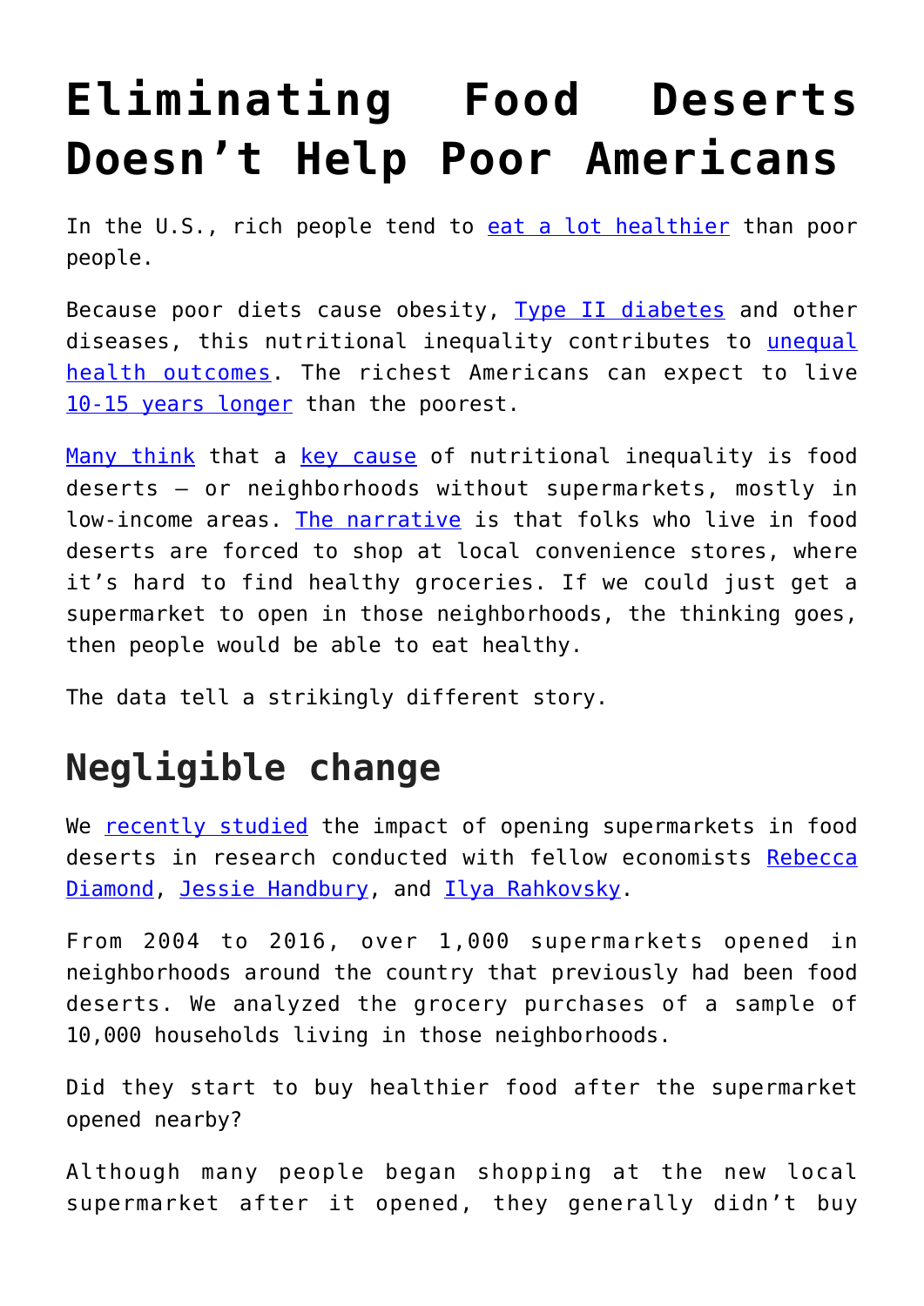# Eliminating Food Deserts Doesn't Help Poor Americans

In the U.S., rich people tend to eat a lot healthier than poor people.

Because poor diets cause obesity, Type II diabetes and other diseases, this nutritional inequality contributes to unequal health outcomes. The richest Americans can expect to live 10-15 years longer than the poorest.

Many think that a key cause of nutritional inequality is food deserts – or neighborhoods without supermarkets, mostly in low-income areas. The narrative is that folks who live in food deserts are forced to shop at local convenience stores, where it's hard to find healthy groceries. If we could just get a supermarket to open in those neighborhoods, the thinking goes, then people would be able to eat healthy.

The data tell a strikingly different story.

## Negligible change

We recently studied the impact of opening supermarkets in food deserts in research conducted with fellow economists Rebecca Diamond, Jessie Handbury, and Ilya Rahkovsky.

From 2004 to 2016, over 1,000 supermarkets opened in neighborhoods around the country that previously had been food deserts. We analyzed the grocery purchases of a sample of 10,000 households living in those neighborhoods.

Did they start to buy healthier food after the supermarket opened nearby?

Although many people began shopping at the new local supermarket after it opened, they generally didn't buy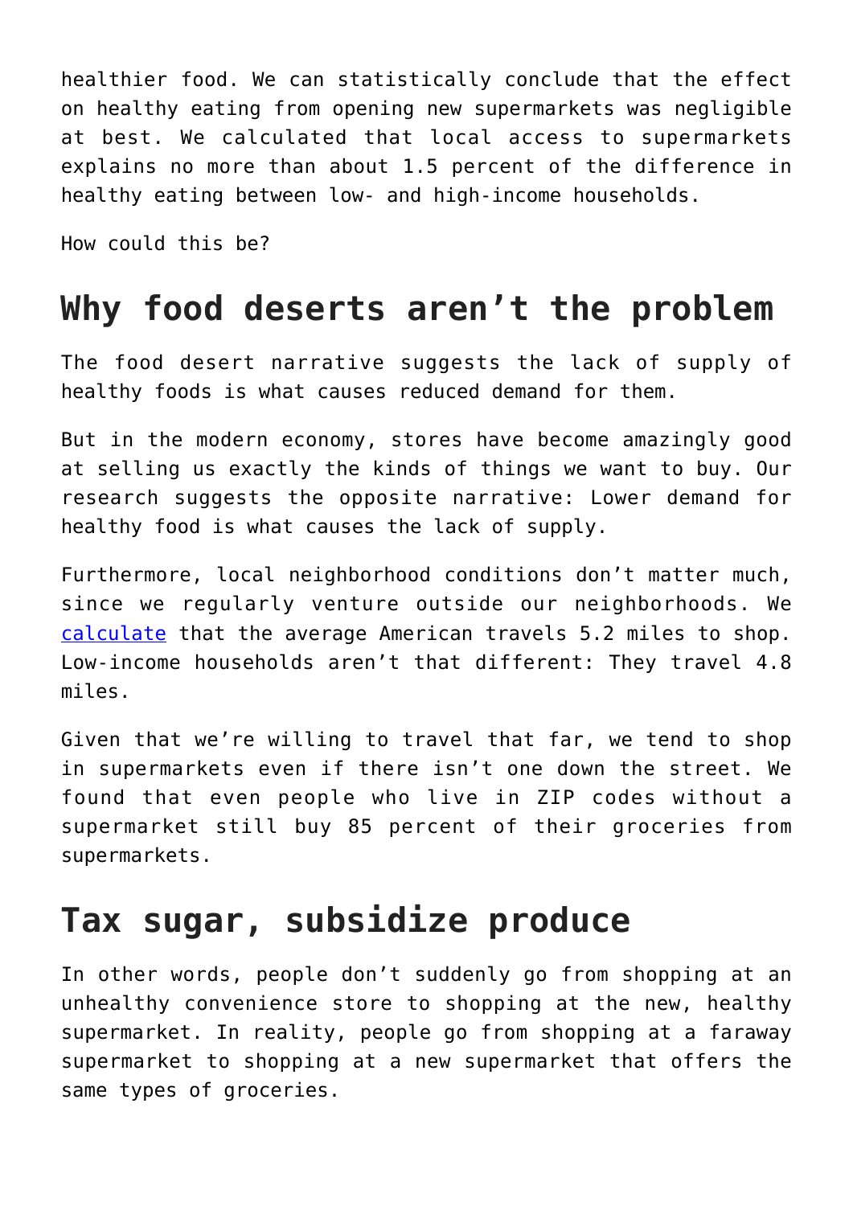healthier food. We can statistically conclude that the effect on healthy eating from opening new supermarkets was negligible at best. We calculated that local access to supermarkets explains no more than about 1.5 percent of the difference in healthy eating between low- and high-income households.

How could this be?

## Why food deserts aren't the problem

The food desert narrative suggests the lack of supply of healthy foods is what causes reduced demand for them.

But in the modern economy, stores have become amazingly good at selling us exactly the kinds of things we want to buy. Our research suggests the opposite narrative: Lower demand for healthy food is what causes the lack of supply.

Furthermore, local neighborhood conditions don't matter much, since we regularly venture outside our neighborhoods. We [calculate](calculate) that the average American travels 5.2 miles to shop. Low-income households aren't that different: They travel 4.8 miles.

Given that we're willing to travel that far, we tend to shop in supermarkets even if there isn't one down the street. We found that even people who live in ZIP codes without a supermarket still buy 85 percent of their groceries from supermarkets.

## Tax sugar, subsidize produce

In other words, people don't suddenly go from shopping at an unhealthy convenience store to shopping at the new, healthy supermarket. In reality, people go from shopping at a faraway supermarket to shopping at a new supermarket that offers the same types of groceries.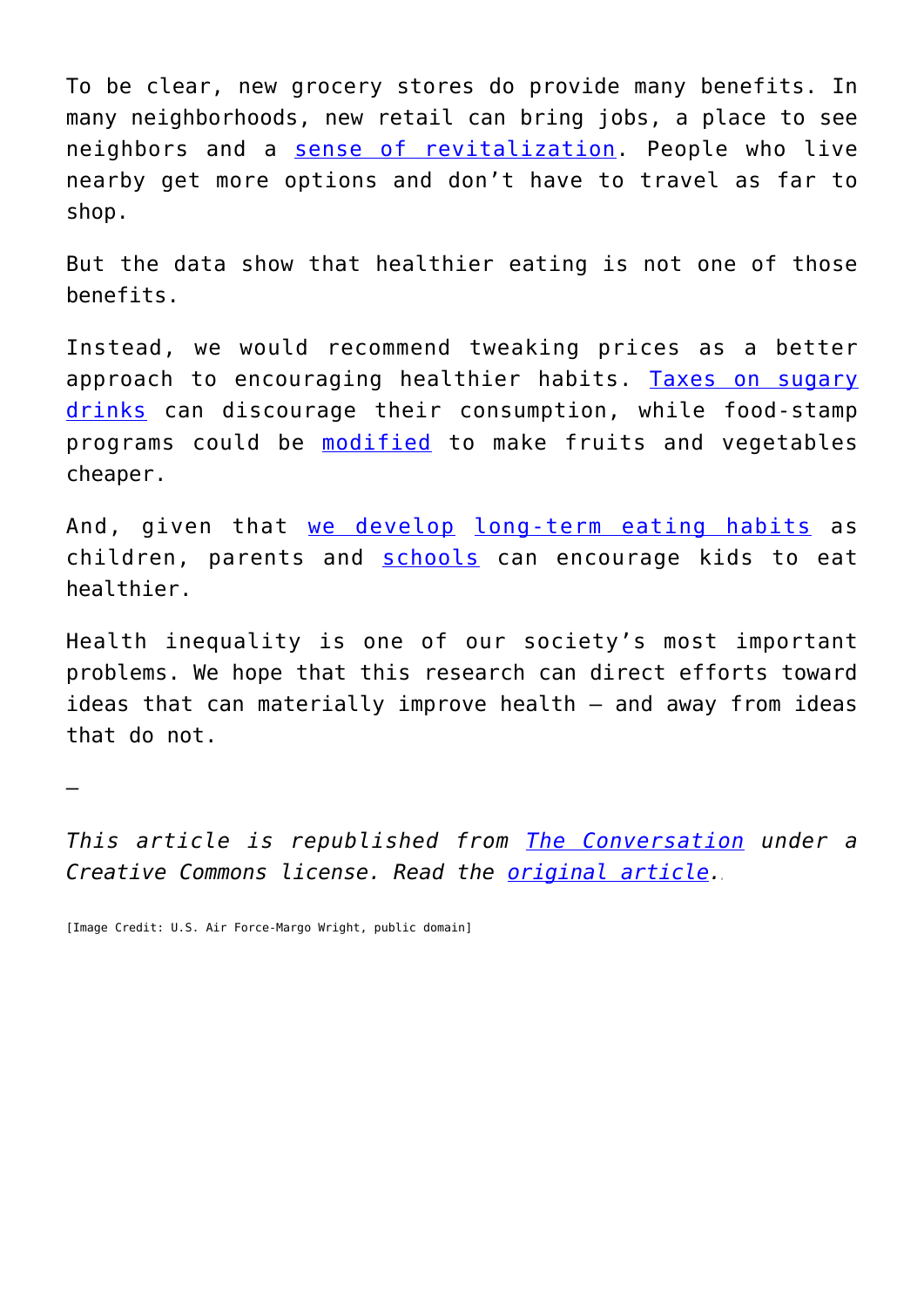To be clear, new grocery stores do provide many benefits. In many neighborhoods, new retail can bring jobs, a place to see neighbors and a sense of revitalization. People who live nearby get more options and don't have to travel as far to shop.

But the data show that healthier eating is not one of those benefits.

Instead, we would recommend tweaking prices as a better approach to encouraging healthier habits. Taxes on sugary drinks can discourage their consumption, while food-stamp programs could be modified to make fruits and vegetables cheaper.

And, given that we develop long-term eating habits as children, parents and schools can encourage kids to eat healthier.

Health inequality is one of our society's most important problems. We hope that this research can direct efforts toward ideas that can materially improve health – and away from ideas that do not.

—

*This article is republished from The Conversation under a Creative Commons license. Read the original article.*

[Image Credit: U.S. Air Force-Margo Wright, public domain]